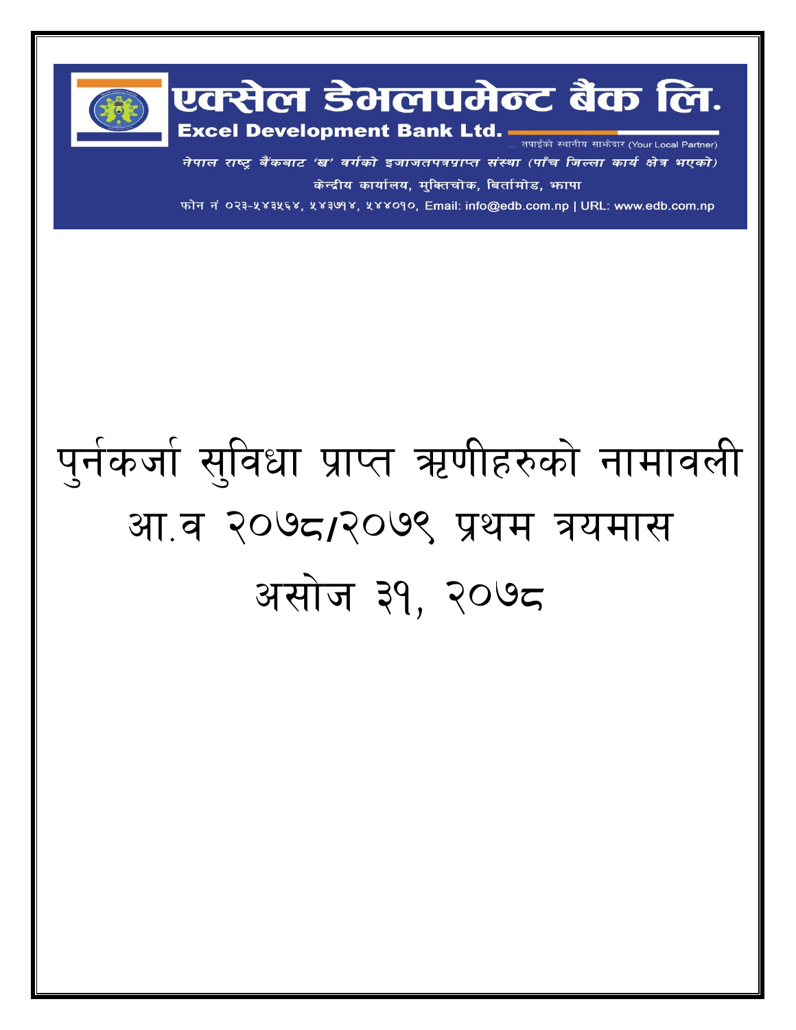# एक्सेल डेभलपमेन्ट बैंक लि.

**Excel Development Bank Ltd.**

... तपाईंको स्थानीय साझेदार (Your Local Partner)

*नेपाल राष्ट्र बैंकबाट 'ख' वर्गको इजाजतपत्रप्राप्त संस्था (पाँच जिल्ला कार्य क्षेत्र भएको)*

केन्द्रीय कार्यालय, मुक्तिचोक, बिर्तामोड, झापा

फोन नं ०२३-५४३५६४, ५४३७१४, ५४४०१०, Email: info@edb.com.np | URL: www.edb.com.np

# पुर्नकर्जा सुविधा प्राप्त ऋणीहरुको नामावली

# आ.व २०७८/२०७९ प्रथम त्रयमास

# असोज ३१, २०७८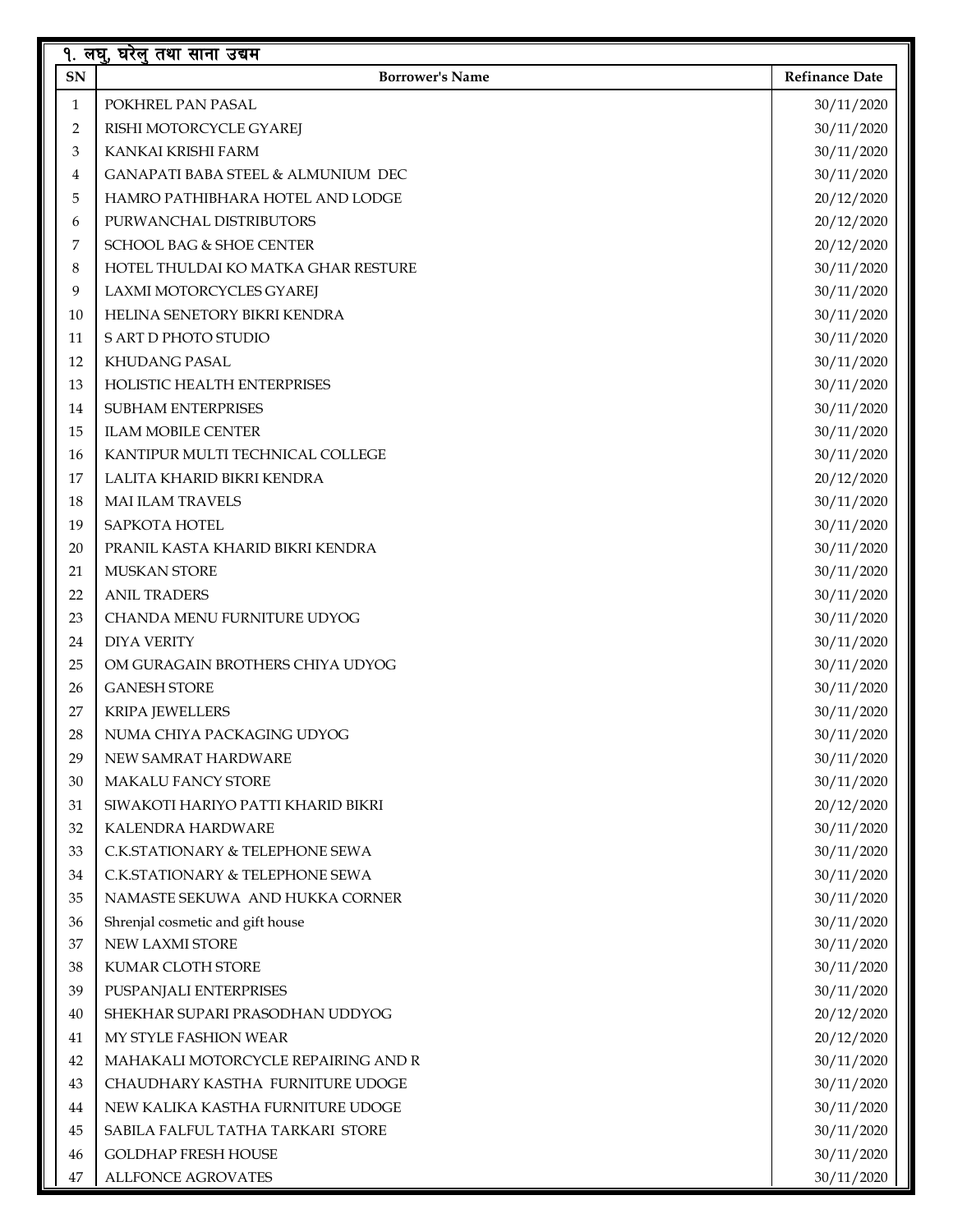## १. लघु, घरेलु तथा साना उद्यम

| SN | Borrower's Name | Refinance Date |
|---|---|---|
| 1 | POKHREL PAN PASAL | 30/11/2020 |
| 2 | RISHI MOTORCYCLE GYAREJ | 30/11/2020 |
| 3 | KANKAI KRISHI FARM | 30/11/2020 |
| 4 | GANAPATI BABA STEEL & ALMUNIUM DEC | 30/11/2020 |
| 5 | HAMRO PATHIBHARA HOTEL AND LODGE | 20/12/2020 |
| 6 | PURWANCHAL DISTRIBUTORS | 20/12/2020 |
| 7 | SCHOOL BAG & SHOE CENTER | 20/12/2020 |
| 8 | HOTEL THULDAI KO MATKA GHAR RESTURE | 30/11/2020 |
| 9 | LAXMI MOTORCYCLES GYAREJ | 30/11/2020 |
| 10 | HELINA SENETORY BIKRI KENDRA | 30/11/2020 |
| 11 | S ART D PHOTO STUDIO | 30/11/2020 |
| 12 | KHUDANG PASAL | 30/11/2020 |
| 13 | HOLISTIC HEALTH ENTERPRISES | 30/11/2020 |
| 14 | SUBHAM ENTERPRISES | 30/11/2020 |
| 15 | ILAM MOBILE CENTER | 30/11/2020 |
| 16 | KANTIPUR MULTI TECHNICAL COLLEGE | 30/11/2020 |
| 17 | LALITA KHARID BIKRI KENDRA | 20/12/2020 |
| 18 | MAI ILAM TRAVELS | 30/11/2020 |
| 19 | SAPKOTA HOTEL | 30/11/2020 |
| 20 | PRANIL KASTA KHARID BIKRI KENDRA | 30/11/2020 |
| 21 | MUSKAN STORE | 30/11/2020 |
| 22 | ANIL TRADERS | 30/11/2020 |
| 23 | CHANDA MENU FURNITURE UDYOG | 30/11/2020 |
| 24 | DIYA VERITY | 30/11/2020 |
| 25 | OM GURAGAIN BROTHERS CHIYA UDYOG | 30/11/2020 |
| 26 | GANESH STORE | 30/11/2020 |
| 27 | KRIPA JEWELLERS | 30/11/2020 |
| 28 | NUMA CHIYA PACKAGING UDYOG | 30/11/2020 |
| 29 | NEW SAMRAT HARDWARE | 30/11/2020 |
| 30 | MAKALU FANCY STORE | 30/11/2020 |
| 31 | SIWAKOTI HARIYO PATTI KHARID BIKRI | 20/12/2020 |
| 32 | KALENDRA HARDWARE | 30/11/2020 |
| 33 | C.K.STATIONARY & TELEPHONE SEWA | 30/11/2020 |
| 34 | C.K.STATIONARY & TELEPHONE SEWA | 30/11/2020 |
| 35 | NAMASTE SEKUWA AND HUKKA CORNER | 30/11/2020 |
| 36 | Shrenjal cosmetic and gift house | 30/11/2020 |
| 37 | NEW LAXMI STORE | 30/11/2020 |
| 38 | KUMAR CLOTH STORE | 30/11/2020 |
| 39 | PUSPANJALI ENTERPRISES | 30/11/2020 |
| 40 | SHEKHAR SUPARI PRASODHAN UDDYOG | 20/12/2020 |
| 41 | MY STYLE FASHION WEAR | 20/12/2020 |
| 42 | MAHAKALI MOTORCYCLE REPAIRING AND R | 30/11/2020 |
| 43 | CHAUDHARY KASTHA FURNITURE UDOGE | 30/11/2020 |
| 44 | NEW KALIKA KASTHA FURNITURE UDOGE | 30/11/2020 |
| 45 | SABILA FALFUL TATHA TARKARI STORE | 30/11/2020 |
| 46 | GOLDHAP FRESH HOUSE | 30/11/2020 |
| 47 | ALLFONCE AGROVATES | 30/11/2020 |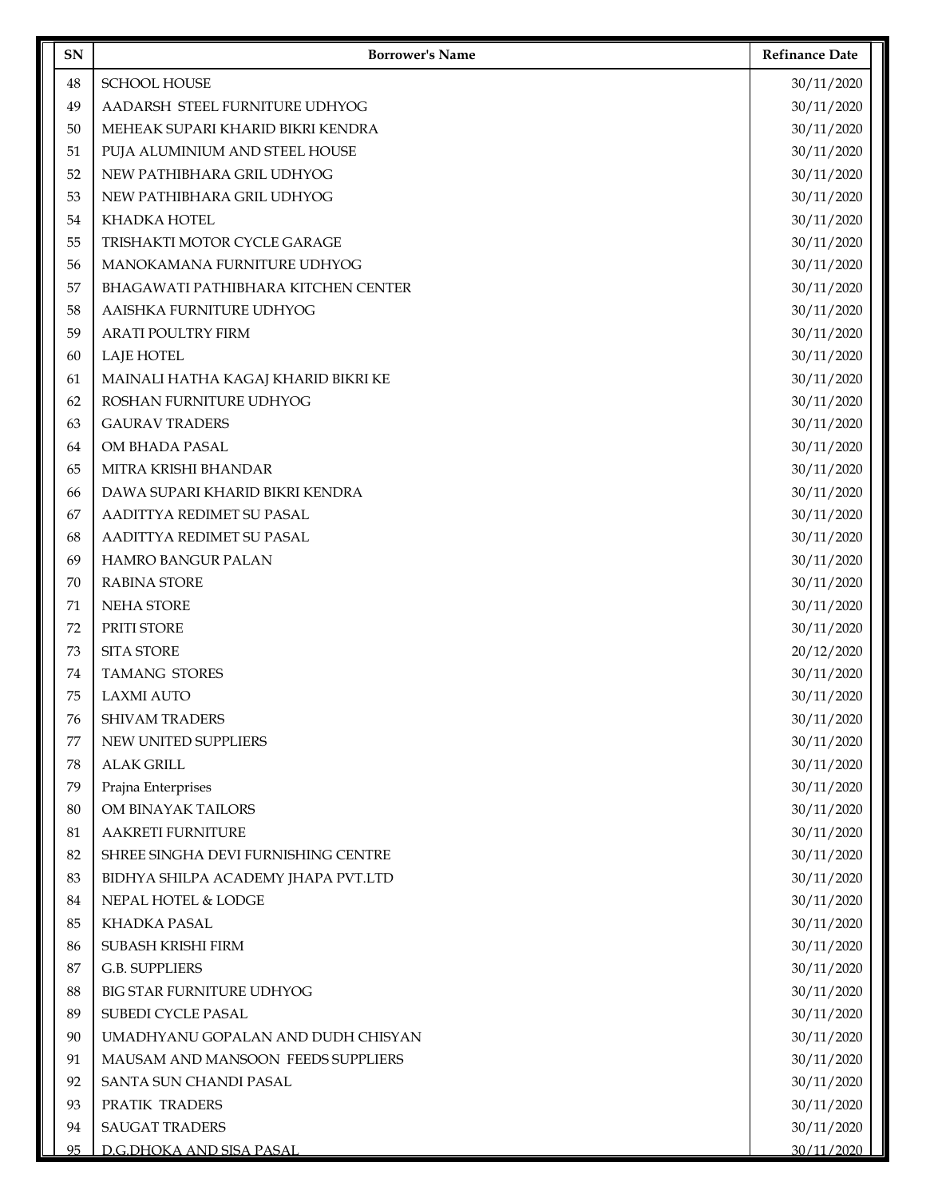| SN | Borrower's Name | Refinance Date |
| --- | --- | --- |
| 48 | SCHOOL HOUSE | 30/11/2020 |
| 49 | AADARSH STEEL FURNITURE UDHYOG | 30/11/2020 |
| 50 | MEHEAK SUPARI KHARID BIKRI KENDRA | 30/11/2020 |
| 51 | PUJA ALUMINIUM AND STEEL HOUSE | 30/11/2020 |
| 52 | NEW PATHIBHARA GRIL UDHYOG | 30/11/2020 |
| 53 | NEW PATHIBHARA GRIL UDHYOG | 30/11/2020 |
| 54 | KHADKA HOTEL | 30/11/2020 |
| 55 | TRISHAKTI MOTOR CYCLE GARAGE | 30/11/2020 |
| 56 | MANOKAMANA FURNITURE UDHYOG | 30/11/2020 |
| 57 | BHAGAWATI PATHIBHARA KITCHEN CENTER | 30/11/2020 |
| 58 | AAISHKA FURNITURE UDHYOG | 30/11/2020 |
| 59 | ARATI POULTRY FIRM | 30/11/2020 |
| 60 | LAJE HOTEL | 30/11/2020 |
| 61 | MAINALI HATHA KAGAJ KHARID BIKRI KE | 30/11/2020 |
| 62 | ROSHAN FURNITURE UDHYOG | 30/11/2020 |
| 63 | GAURAV TRADERS | 30/11/2020 |
| 64 | OM BHADA PASAL | 30/11/2020 |
| 65 | MITRA KRISHI BHANDAR | 30/11/2020 |
| 66 | DAWA SUPARI KHARID BIKRI KENDRA | 30/11/2020 |
| 67 | AADITTYA REDIMET SU PASAL | 30/11/2020 |
| 68 | AADITTYA REDIMET SU PASAL | 30/11/2020 |
| 69 | HAMRO BANGUR PALAN | 30/11/2020 |
| 70 | RABINA STORE | 30/11/2020 |
| 71 | NEHA STORE | 30/11/2020 |
| 72 | PRITI STORE | 30/11/2020 |
| 73 | SITA STORE | 20/12/2020 |
| 74 | TAMANG STORES | 30/11/2020 |
| 75 | LAXMI AUTO | 30/11/2020 |
| 76 | SHIVAM TRADERS | 30/11/2020 |
| 77 | NEW UNITED SUPPLIERS | 30/11/2020 |
| 78 | ALAK GRILL | 30/11/2020 |
| 79 | Prajna Enterprises | 30/11/2020 |
| 80 | OM BINAYAK TAILORS | 30/11/2020 |
| 81 | AAKRETI FURNITURE | 30/11/2020 |
| 82 | SHREE SINGHA DEVI FURNISHING CENTRE | 30/11/2020 |
| 83 | BIDHYA SHILPA ACADEMY JHAPA PVT.LTD | 30/11/2020 |
| 84 | NEPAL HOTEL & LODGE | 30/11/2020 |
| 85 | KHADKA PASAL | 30/11/2020 |
| 86 | SUBASH KRISHI FIRM | 30/11/2020 |
| 87 | G.B. SUPPLIERS | 30/11/2020 |
| 88 | BIG STAR FURNITURE UDHYOG | 30/11/2020 |
| 89 | SUBEDI CYCLE PASAL | 30/11/2020 |
| 90 | UMADHYANU GOPALAN AND DUDH CHISYAN | 30/11/2020 |
| 91 | MAUSAM AND MANSOON FEEDS SUPPLIERS | 30/11/2020 |
| 92 | SANTA SUN CHANDI PASAL | 30/11/2020 |
| 93 | PRATIK TRADERS | 30/11/2020 |
| 94 | SAUGAT TRADERS | 30/11/2020 |
| 95 | D.G.DHOKA AND SISA PASAL | 30/11/2020 |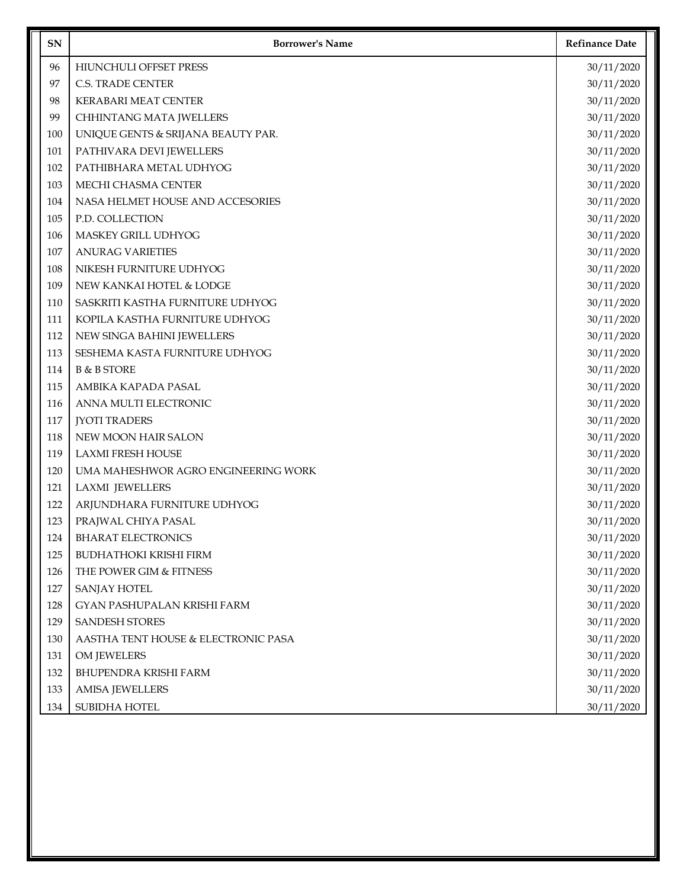| SN | Borrower's Name | Refinance Date |
| --- | --- | --- |
| 96 | HIUNCHULI OFFSET PRESS | 30/11/2020 |
| 97 | C.S. TRADE CENTER | 30/11/2020 |
| 98 | KERABARI MEAT CENTER | 30/11/2020 |
| 99 | CHHINTANG MATA JWELLERS | 30/11/2020 |
| 100 | UNIQUE GENTS & SRIJANA BEAUTY PAR. | 30/11/2020 |
| 101 | PATHIVARA DEVI JEWELLERS | 30/11/2020 |
| 102 | PATHIBHARA METAL UDHYOG | 30/11/2020 |
| 103 | MECHI CHASMA CENTER | 30/11/2020 |
| 104 | NASA HELMET HOUSE AND ACCESORIES | 30/11/2020 |
| 105 | P.D. COLLECTION | 30/11/2020 |
| 106 | MASKEY GRILL UDHYOG | 30/11/2020 |
| 107 | ANURAG VARIETIES | 30/11/2020 |
| 108 | NIKESH FURNITURE UDHYOG | 30/11/2020 |
| 109 | NEW KANKAI HOTEL & LODGE | 30/11/2020 |
| 110 | SASKRITI KASTHA FURNITURE UDHYOG | 30/11/2020 |
| 111 | KOPILA KASTHA FURNITURE UDHYOG | 30/11/2020 |
| 112 | NEW SINGA BAHINI JEWELLERS | 30/11/2020 |
| 113 | SESHEMA KASTA FURNITURE UDHYOG | 30/11/2020 |
| 114 | B & B STORE | 30/11/2020 |
| 115 | AMBIKA KAPADA PASAL | 30/11/2020 |
| 116 | ANNA MULTI ELECTRONIC | 30/11/2020 |
| 117 | JYOTI TRADERS | 30/11/2020 |
| 118 | NEW MOON HAIR SALON | 30/11/2020 |
| 119 | LAXMI FRESH HOUSE | 30/11/2020 |
| 120 | UMA MAHESHWOR AGRO ENGINEERING WORK | 30/11/2020 |
| 121 | LAXMI JEWELLERS | 30/11/2020 |
| 122 | ARJUNDHARA FURNITURE UDHYOG | 30/11/2020 |
| 123 | PRAJWAL CHIYA PASAL | 30/11/2020 |
| 124 | BHARAT ELECTRONICS | 30/11/2020 |
| 125 | BUDHATHOKI KRISHI FIRM | 30/11/2020 |
| 126 | THE POWER GIM & FITNESS | 30/11/2020 |
| 127 | SANJAY HOTEL | 30/11/2020 |
| 128 | GYAN PASHUPALAN KRISHI FARM | 30/11/2020 |
| 129 | SANDESH STORES | 30/11/2020 |
| 130 | AASTHA TENT HOUSE & ELECTRONIC PASA | 30/11/2020 |
| 131 | OM JEWELERS | 30/11/2020 |
| 132 | BHUPENDRA KRISHI FARM | 30/11/2020 |
| 133 | AMISA JEWELLERS | 30/11/2020 |
| 134 | SUBIDHA HOTEL | 30/11/2020 |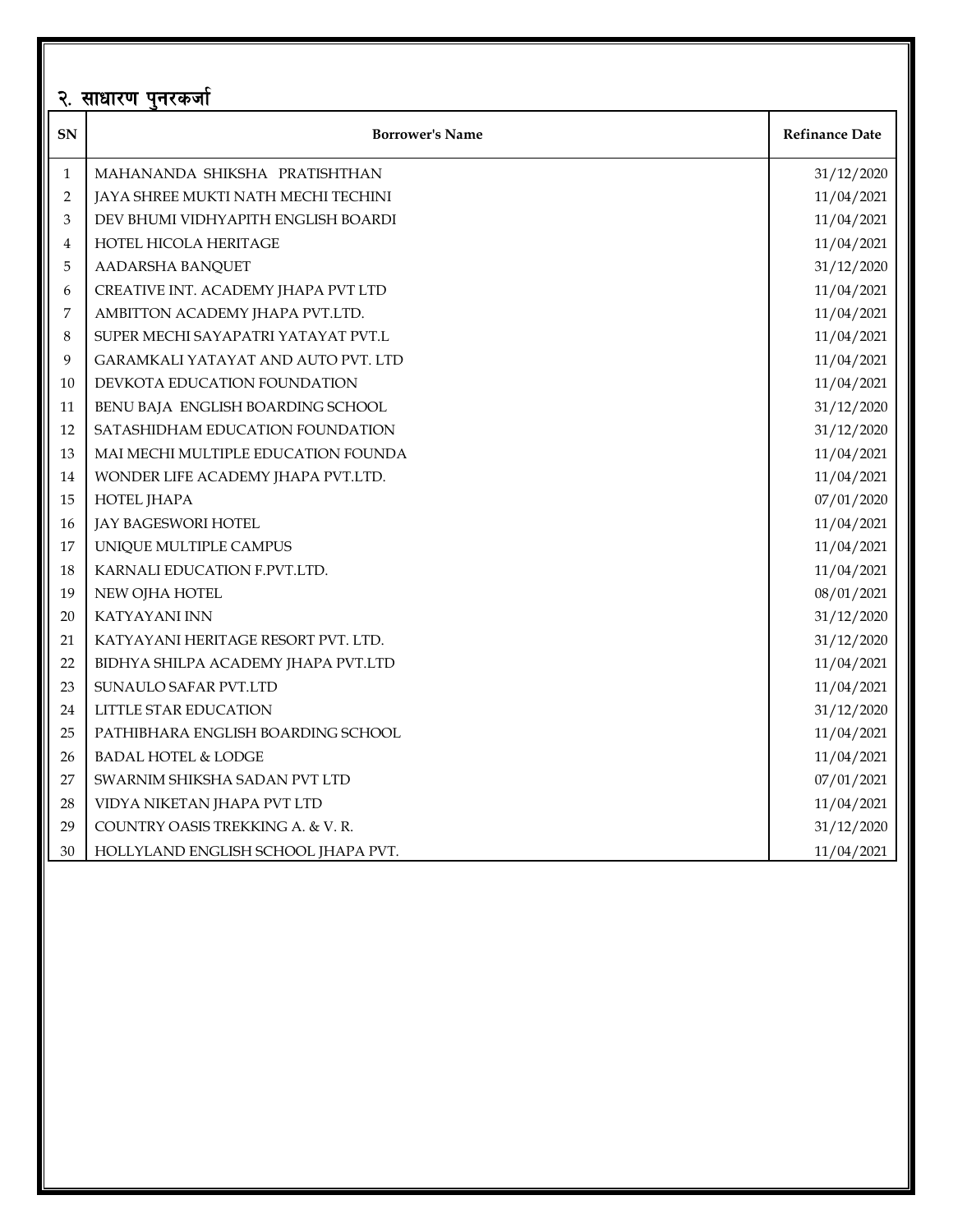## २. साधारण पुनरकर्जा

| SN | Borrower's Name | Refinance Date |
|---|---|---|
| 1 | MAHANANDA SHIKSHA PRATISHTHAN | 31/12/2020 |
| 2 | JAYA SHREE MUKTI NATH MECHI TECHINI | 11/04/2021 |
| 3 | DEV BHUMI VIDHYAPITH ENGLISH BOARDI | 11/04/2021 |
| 4 | HOTEL HICOLA HERITAGE | 11/04/2021 |
| 5 | AADARSHA BANQUET | 31/12/2020 |
| 6 | CREATIVE INT. ACADEMY JHAPA PVT LTD | 11/04/2021 |
| 7 | AMBITTON ACADEMY JHAPA PVT.LTD. | 11/04/2021 |
| 8 | SUPER MECHI SAYAPATRI YATAYAT PVT.L | 11/04/2021 |
| 9 | GARAMKALI YATAYAT AND AUTO PVT. LTD | 11/04/2021 |
| 10 | DEVKOTA EDUCATION FOUNDATION | 11/04/2021 |
| 11 | BENU BAJA ENGLISH BOARDING SCHOOL | 31/12/2020 |
| 12 | SATASHIDHAM EDUCATION FOUNDATION | 31/12/2020 |
| 13 | MAI MECHI MULTIPLE EDUCATION FOUNDA | 11/04/2021 |
| 14 | WONDER LIFE ACADEMY JHAPA PVT.LTD. | 11/04/2021 |
| 15 | HOTEL JHAPA | 07/01/2020 |
| 16 | JAY BAGESWORI HOTEL | 11/04/2021 |
| 17 | UNIQUE MULTIPLE CAMPUS | 11/04/2021 |
| 18 | KARNALI EDUCATION F.PVT.LTD. | 11/04/2021 |
| 19 | NEW OJHA HOTEL | 08/01/2021 |
| 20 | KATYAYANI INN | 31/12/2020 |
| 21 | KATYAYANI HERITAGE RESORT PVT. LTD. | 31/12/2020 |
| 22 | BIDHYA SHILPA ACADEMY JHAPA PVT.LTD | 11/04/2021 |
| 23 | SUNAULO SAFAR PVT.LTD | 11/04/2021 |
| 24 | LITTLE STAR EDUCATION | 31/12/2020 |
| 25 | PATHIBHARA ENGLISH BOARDING SCHOOL | 11/04/2021 |
| 26 | BADAL HOTEL & LODGE | 11/04/2021 |
| 27 | SWARNIM SHIKSHA SADAN PVT LTD | 07/01/2021 |
| 28 | VIDYA NIKETAN JHAPA PVT LTD | 11/04/2021 |
| 29 | COUNTRY OASIS TREKKING A. & V. R. | 31/12/2020 |
| 30 | HOLLYLAND ENGLISH SCHOOL JHAPA PVT. | 11/04/2021 |